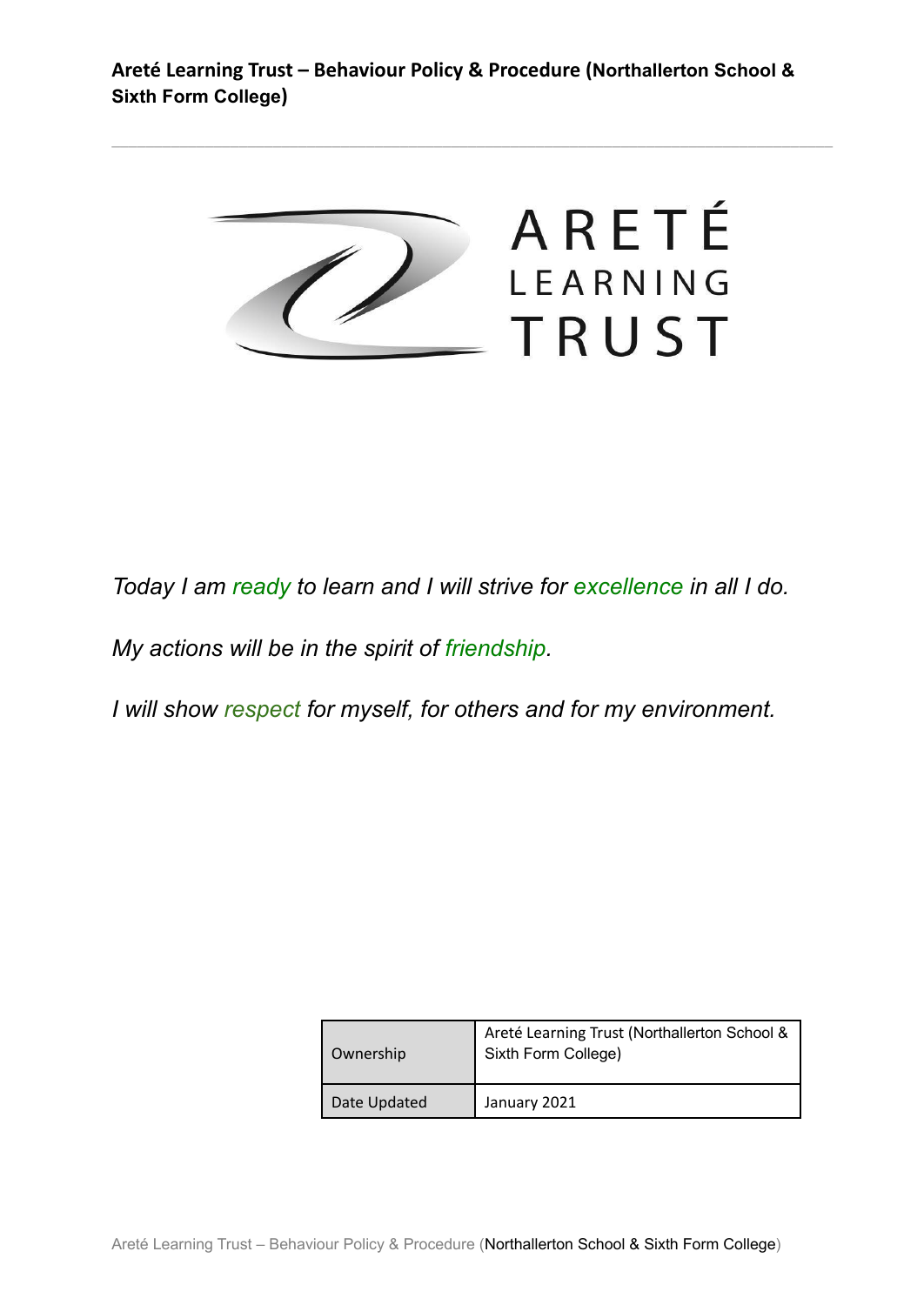# Areté Learning Trust – Behaviour Policy & Procedure (Northallerton School & Sixth Form College)

ARETÉ LEARNING TRUST

*Today I am ready to learn and I will strive for excellence in all I do.*

*My actions will be in the spirit of friendship.*

*I will show respect for myself, for others and for my environment.*

| Ownership | Areté Learning Trust (Northallerton School & Sixth Form College) |
| --- | --- |
| Date Updated | January 2021 |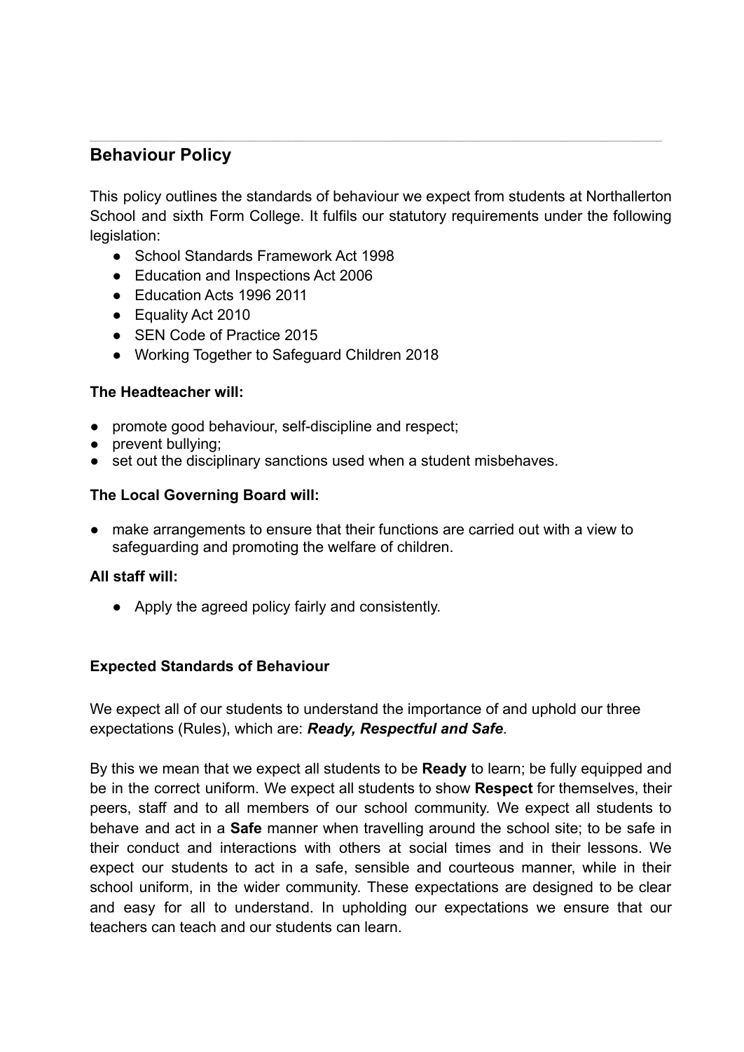## Behaviour Policy

This policy outlines the standards of behaviour we expect from students at Northallerton School and sixth Form College. It fulfils our statutory requirements under the following legislation:

- School Standards Framework Act 1998
- Education and Inspections Act 2006
- Education Acts 1996 2011
- Equality Act 2010
- SEN Code of Practice 2015
- Working Together to Safeguard Children 2018

**The Headteacher will:**

- promote good behaviour, self-discipline and respect;
- prevent bullying;
- set out the disciplinary sanctions used when a student misbehaves.

**The Local Governing Board will:**

- make arrangements to ensure that their functions are carried out with a view to safeguarding and promoting the welfare of children.

**All staff will:**

- Apply the agreed policy fairly and consistently.

**Expected Standards of Behaviour**

We expect all of our students to understand the importance of and uphold our three expectations (Rules), which are: ***Ready, Respectful and Safe***.

By this we mean that we expect all students to be **Ready** to learn; be fully equipped and be in the correct uniform. We expect all students to show **Respect** for themselves, their peers, staff and to all members of our school community. We expect all students to behave and act in a **Safe** manner when travelling around the school site; to be safe in their conduct and interactions with others at social times and in their lessons. We expect our students to act in a safe, sensible and courteous manner, while in their school uniform, in the wider community. These expectations are designed to be clear and easy for all to understand. In upholding our expectations we ensure that our teachers can teach and our students can learn.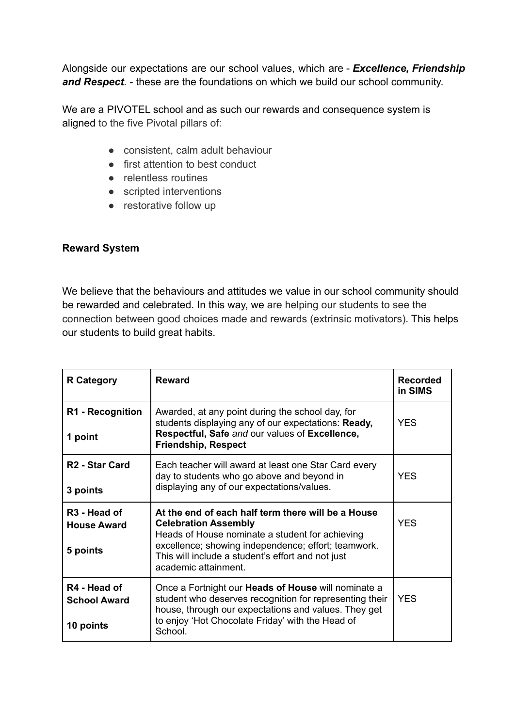Alongside our expectations are our school values, which are - ***Excellence, Friendship and Respect***. - these are the foundations on which we build our school community.

We are a PIVOTEL school and as such our rewards and consequence system is aligned to the five Pivotal pillars of:

- consistent, calm adult behaviour
- first attention to best conduct
- relentless routines
- scripted interventions
- restorative follow up

**Reward System**

We believe that the behaviours and attitudes we value in our school community should be rewarded and celebrated. In this way, we are helping our students to see the connection between good choices made and rewards (extrinsic motivators). This helps our students to build great habits.

| R Category | Reward | Recorded in SIMS |
| --- | --- | --- |
| **R1 - Recognition**<br><br>**1 point** | Awarded, at any point during the school day, for students displaying any of our expectations: **Ready, Respectful, Safe** *and* our values of **Excellence, Friendship, Respect** | YES |
| **R2 - Star Card**<br><br>**3 points** | Each teacher will award at least one Star Card every day to students who go above and beyond in displaying any of our expectations/values. | YES |
| **R3 - Head of House Award**<br><br>**5 points** | **At the end of each half term there will be a House Celebration Assembly**<br>Heads of House nominate a student for achieving excellence; showing independence; effort; teamwork. This will include a student's effort and not just academic attainment. | YES |
| **R4 - Head of School Award**<br><br>**10 points** | Once a Fortnight our **Heads of House** will nominate a student who deserves recognition for representing their house, through our expectations and values. They get to enjoy 'Hot Chocolate Friday' with the Head of School. | YES |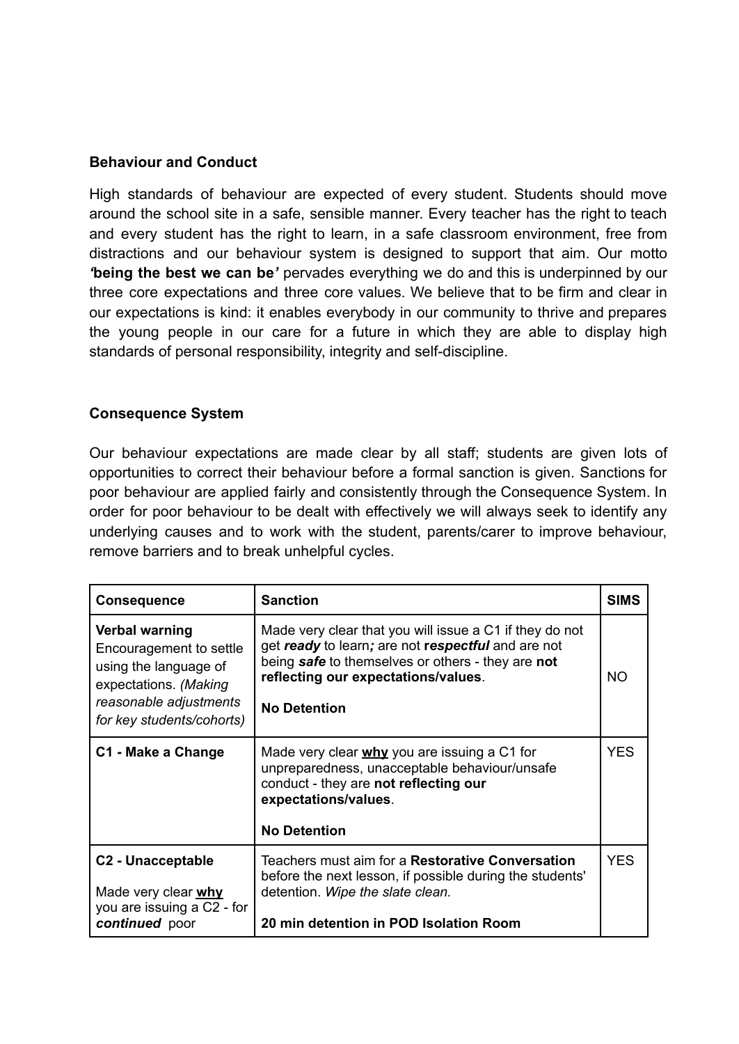**Behaviour and Conduct**

High standards of behaviour are expected of every student. Students should move around the school site in a safe, sensible manner. Every teacher has the right to teach and every student has the right to learn, in a safe classroom environment, free from distractions and our behaviour system is designed to support that aim. Our motto ***'being the best we can be'*** pervades everything we do and this is underpinned by our three core expectations and three core values. We believe that to be firm and clear in our expectations is kind: it enables everybody in our community to thrive and prepares the young people in our care for a future in which they are able to display high standards of personal responsibility, integrity and self-discipline.

**Consequence System**

Our behaviour expectations are made clear by all staff; students are given lots of opportunities to correct their behaviour before a formal sanction is given. Sanctions for poor behaviour are applied fairly and consistently through the Consequence System. In order for poor behaviour to be dealt with effectively we will always seek to identify any underlying causes and to work with the student, parents/carer to improve behaviour, remove barriers and to break unhelpful cycles.

| Consequence | Sanction | SIMS |
|---|---|---|
| **Verbal warning** Encouragement to settle using the language of expectations. *(Making reasonable adjustments for key students/cohorts)* | Made very clear that you will issue a C1 if they do not get ***ready*** to learn***;*** are not ***respectful*** and are not being ***safe*** to themselves or others - they are **not reflecting our expectations/values**. **No Detention** | NO |
| **C1 - Make a Change** | Made very clear **<u>why</u>** you are issuing a C1 for unpreparedness, unacceptable behaviour/unsafe conduct - they are **not reflecting our expectations/values**. **No Detention** | YES |
| **C2 - Unacceptable** Made very clear **<u>why</u>** you are issuing a C2 - for ***continued*** poor | Teachers must aim for a **Restorative Conversation** before the next lesson, if possible during the students' detention. *Wipe the slate clean.* **20 min detention in POD Isolation Room** | YES |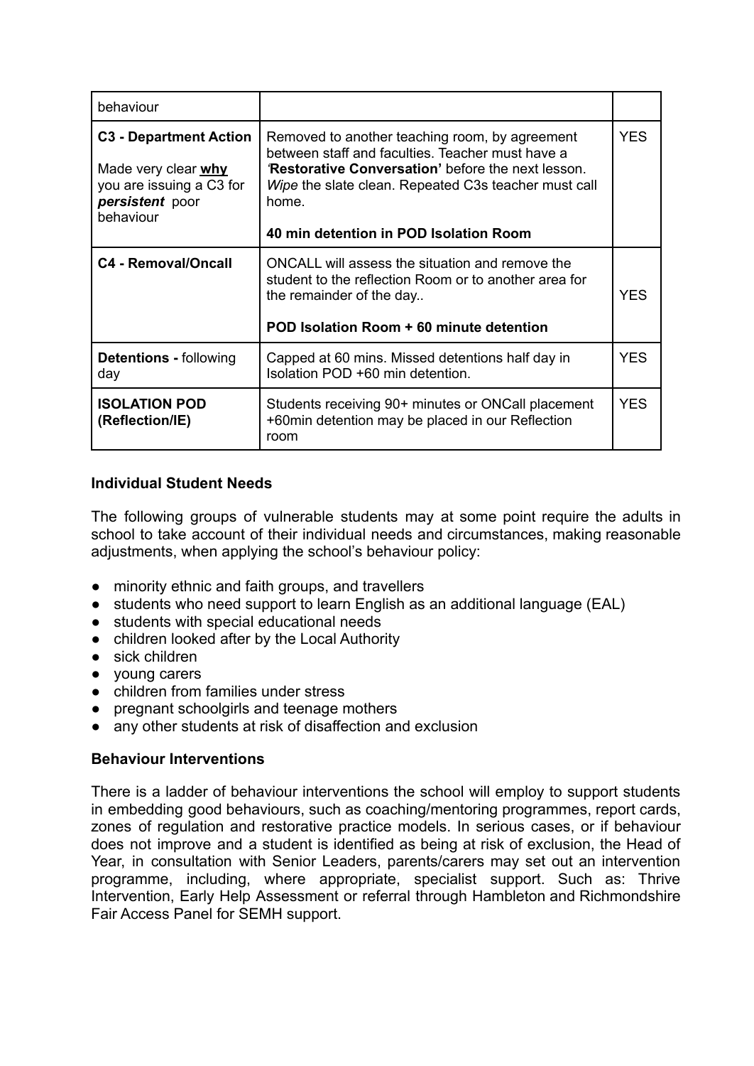| behaviour | | |
| --- | --- | --- |
| **C3 - Department Action**<br><br>Made very clear **why** you are issuing a C3 for ***persistent*** poor behaviour | Removed to another teaching room, by agreement between staff and faculties. Teacher must have a '**Restorative Conversation'** before the next lesson. *Wipe* the slate clean. Repeated C3s teacher must call home.<br><br>**40 min detention in POD Isolation Room** | YES |
| **C4 - Removal/Oncall** | ONCALL will assess the situation and remove the student to the reflection Room or to another area for the remainder of the day..<br><br>**POD Isolation Room + 60 minute detention** | YES |
| **Detentions -** following day | Capped at 60 mins. Missed detentions half day in Isolation POD +60 min detention. | YES |
| **ISOLATION POD (Reflection/IE)** | Students receiving 90+ minutes or ONCall placement +60min detention may be placed in our Reflection room | YES |

### Individual Student Needs

The following groups of vulnerable students may at some point require the adults in school to take account of their individual needs and circumstances, making reasonable adjustments, when applying the school's behaviour policy:

- minority ethnic and faith groups, and travellers
- students who need support to learn English as an additional language (EAL)
- students with special educational needs
- children looked after by the Local Authority
- sick children
- young carers
- children from families under stress
- pregnant schoolgirls and teenage mothers
- any other students at risk of disaffection and exclusion

### Behaviour Interventions

There is a ladder of behaviour interventions the school will employ to support students in embedding good behaviours, such as coaching/mentoring programmes, report cards, zones of regulation and restorative practice models. In serious cases, or if behaviour does not improve and a student is identified as being at risk of exclusion, the Head of Year, in consultation with Senior Leaders, parents/carers may set out an intervention programme, including, where appropriate, specialist support. Such as: Thrive Intervention, Early Help Assessment or referral through Hambleton and Richmondshire Fair Access Panel for SEMH support.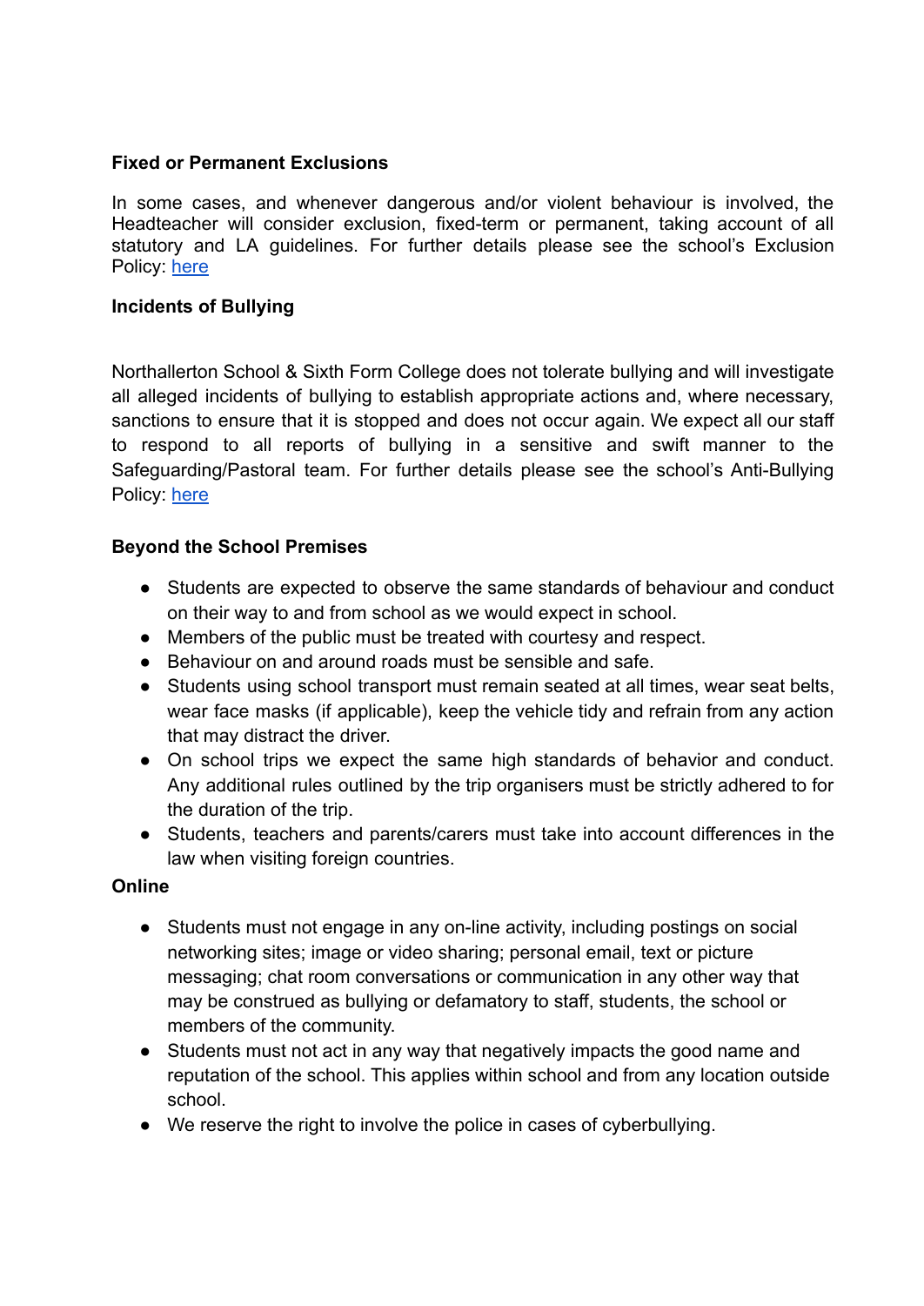**Fixed or Permanent Exclusions**

In some cases, and whenever dangerous and/or violent behaviour is involved, the Headteacher will consider exclusion, fixed-term or permanent, taking account of all statutory and LA guidelines. For further details please see the school's Exclusion Policy: here

**Incidents of Bullying**

Northallerton School & Sixth Form College does not tolerate bullying and will investigate all alleged incidents of bullying to establish appropriate actions and, where necessary, sanctions to ensure that it is stopped and does not occur again. We expect all our staff to respond to all reports of bullying in a sensitive and swift manner to the Safeguarding/Pastoral team. For further details please see the school's Anti-Bullying Policy: here

**Beyond the School Premises**

- Students are expected to observe the same standards of behaviour and conduct on their way to and from school as we would expect in school.
- Members of the public must be treated with courtesy and respect.
- Behaviour on and around roads must be sensible and safe.
- Students using school transport must remain seated at all times, wear seat belts, wear face masks (if applicable), keep the vehicle tidy and refrain from any action that may distract the driver.
- On school trips we expect the same high standards of behavior and conduct. Any additional rules outlined by the trip organisers must be strictly adhered to for the duration of the trip.
- Students, teachers and parents/carers must take into account differences in the law when visiting foreign countries.

**Online**

- Students must not engage in any on-line activity, including postings on social networking sites; image or video sharing; personal email, text or picture messaging; chat room conversations or communication in any other way that may be construed as bullying or defamatory to staff, students, the school or members of the community.
- Students must not act in any way that negatively impacts the good name and reputation of the school. This applies within school and from any location outside school.
- We reserve the right to involve the police in cases of cyberbullying.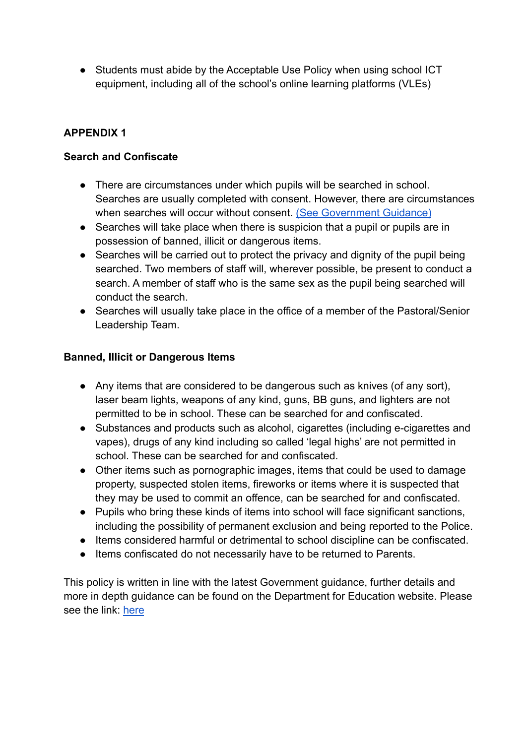- Students must abide by the Acceptable Use Policy when using school ICT equipment, including all of the school's online learning platforms (VLEs)

**APPENDIX 1**

**Search and Confiscate**

- There are circumstances under which pupils will be searched in school. Searches are usually completed with consent. However, there are circumstances when searches will occur without consent. (See Government Guidance)
- Searches will take place when there is suspicion that a pupil or pupils are in possession of banned, illicit or dangerous items.
- Searches will be carried out to protect the privacy and dignity of the pupil being searched. Two members of staff will, wherever possible, be present to conduct a search. A member of staff who is the same sex as the pupil being searched will conduct the search.
- Searches will usually take place in the office of a member of the Pastoral/Senior Leadership Team.

**Banned, Illicit or Dangerous Items**

- Any items that are considered to be dangerous such as knives (of any sort), laser beam lights, weapons of any kind, guns, BB guns, and lighters are not permitted to be in school. These can be searched for and confiscated.
- Substances and products such as alcohol, cigarettes (including e-cigarettes and vapes), drugs of any kind including so called 'legal highs' are not permitted in school. These can be searched for and confiscated.
- Other items such as pornographic images, items that could be used to damage property, suspected stolen items, fireworks or items where it is suspected that they may be used to commit an offence, can be searched for and confiscated.
- Pupils who bring these kinds of items into school will face significant sanctions, including the possibility of permanent exclusion and being reported to the Police.
- Items considered harmful or detrimental to school discipline can be confiscated.
- Items confiscated do not necessarily have to be returned to Parents.

This policy is written in line with the latest Government guidance, further details and more in depth guidance can be found on the Department for Education website. Please see the link: here